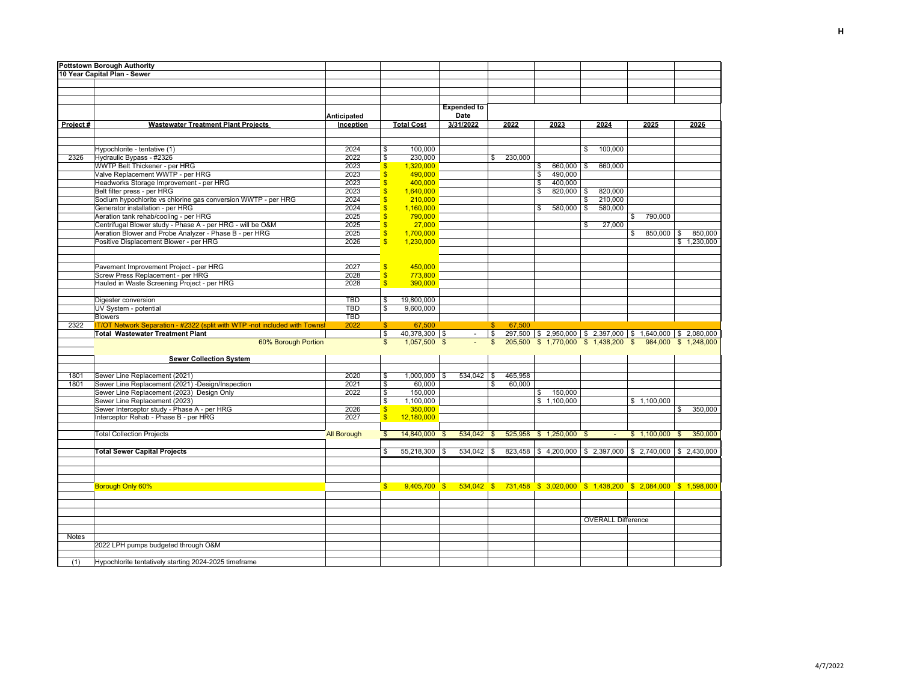**Pottstown Borough Authority**

**10 Year Capital Plan - Sewer**

| Project # | Wastewater Treatment Plant Projects | Anticipated Inception | Total Cost | Expended to Date 3/31/2022 | 2022 | 2023 | 2024 | 2025 | 2026 |
|---|---|---|---|---|---|---|---|---|---|
| | Hypochlorite - tentative (1) | 2024 | $ 100,000 | | | | $ 100,000 | | |
| 2326 | Hydraulic Bypass - #2326 | 2022 | $ 230,000 | | $ 230,000 | | | | |
| | WWTP Belt Thickener - per HRG | 2023 | $ 1,320,000 | | | $ 660,000 | $ 660,000 | | |
| | Valve Replacement WWTP - per HRG | 2023 | $ 490,000 | | | $ 490,000 | | | |
| | Headworks Storage Improvement - per HRG | 2023 | $ 400,000 | | | $ 400,000 | | | |
| | Belt filter press - per HRG | 2023 | $ 1,640,000 | | | $ 820,000 | $ 820,000 | | |
| | Sodium hypochlorite vs chlorine gas conversion WWTP - per HRG | 2024 | $ 210,000 | | | | $ 210,000 | | |
| | Generator installation - per HRG | 2024 | $ 1,160,000 | | | $ 580,000 | $ 580,000 | | |
| | Aeration tank rehab/cooling - per HRG | 2025 | $ 790,000 | | | | | $ 790,000 | |
| | Centrifugal Blower study - Phase A - per HRG - will be O&M | 2025 | $ 27,000 | | | | $ 27,000 | | |
| | Aeration Blower and Probe Analyzer - Phase B - per HRG | 2025 | $ 1,700,000 | | | | | $ 850,000 | $ 850,000 |
| | Positive Displacement Blower - per HRG | 2026 | $ 1,230,000 | | | | | | $ 1,230,000 |
| | Pavement Improvement Project - per HRG | 2027 | $ 450,000 | | | | | | |
| | Screw Press Replacement - per HRG | 2028 | $ 773,800 | | | | | | |
| | Hauled in Waste Screening Project - per HRG | 2028 | $ 390,000 | | | | | | |
| | Digester conversion | TBD | $ 19,800,000 | | | | | | |
| | UV System - potential | TBD | $ 9,600,000 | | | | | | |
| | Blowers | TBD | | | | | | | |
| 2322 | IT/OT Network Separation - #2322 (split with WTP -not included with Townsl | 2022 | $ 67,500 | | $ 67,500 | | | | |
| | **Total Wastewater Treatment Plant** | | $ 40,378,300 | $ - | $ 297,500 | $ 2,950,000 | $ 2,397,000 | $ 1,640,000 | $ 2,080,000 |
| | 60% Borough Portion | | $ 1,057,500 | $ - | $ 205,500 | $ 1,770,000 | $ 1,438,200 | $ 984,000 | $ 1,248,000 |
| | **Sewer Collection System** | | | | | | | | |
| 1801 | Sewer Line Replacement (2021) | 2020 | $ 1,000,000 | $ 534,042 | $ 465,958 | | | | |
| 1801 | Sewer Line Replacement (2021) -Design/Inspection | 2021 | $ 60,000 | | $ 60,000 | | | | |
| | Sewer Line Replacement (2023) Design Only | 2022 | $ 150,000 | | | $ 150,000 | | | |
| | Sewer Line Replacement (2023) | | $ 1,100,000 | | | $ 1,100,000 | | $ 1,100,000 | |
| | Sewer Interceptor study - Phase A - per HRG | 2026 | $ 350,000 | | | | | | $ 350,000 |
| | Interceptor Rehab - Phase B - per HRG | 2027 | $ 12,180,000 | | | | | | |
| | Total Collection Projects | All Borough | $ 14,840,000 | $ 534,042 | $ 525,958 | $ 1,250,000 | $ - | $ 1,100,000 | $ 350,000 |
| | **Total Sewer Capital Projects** | | $ 55,218,300 | $ 534,042 | $ 823,458 | $ 4,200,000 | $ 2,397,000 | $ 2,740,000 | $ 2,430,000 |
| | Borough Only 60% | | $ 9,405,700 | $ 534,042 | $ 731,458 | $ 3,020,000 | $ 1,438,200 | $ 2,084,000 | $ 1,598,000 |
| | | | | | | | OVERALL Difference | | |

Notes

2022 LPH pumps budgeted through O&M

(1) Hypochlorite tentatively starting 2024-2025 timeframe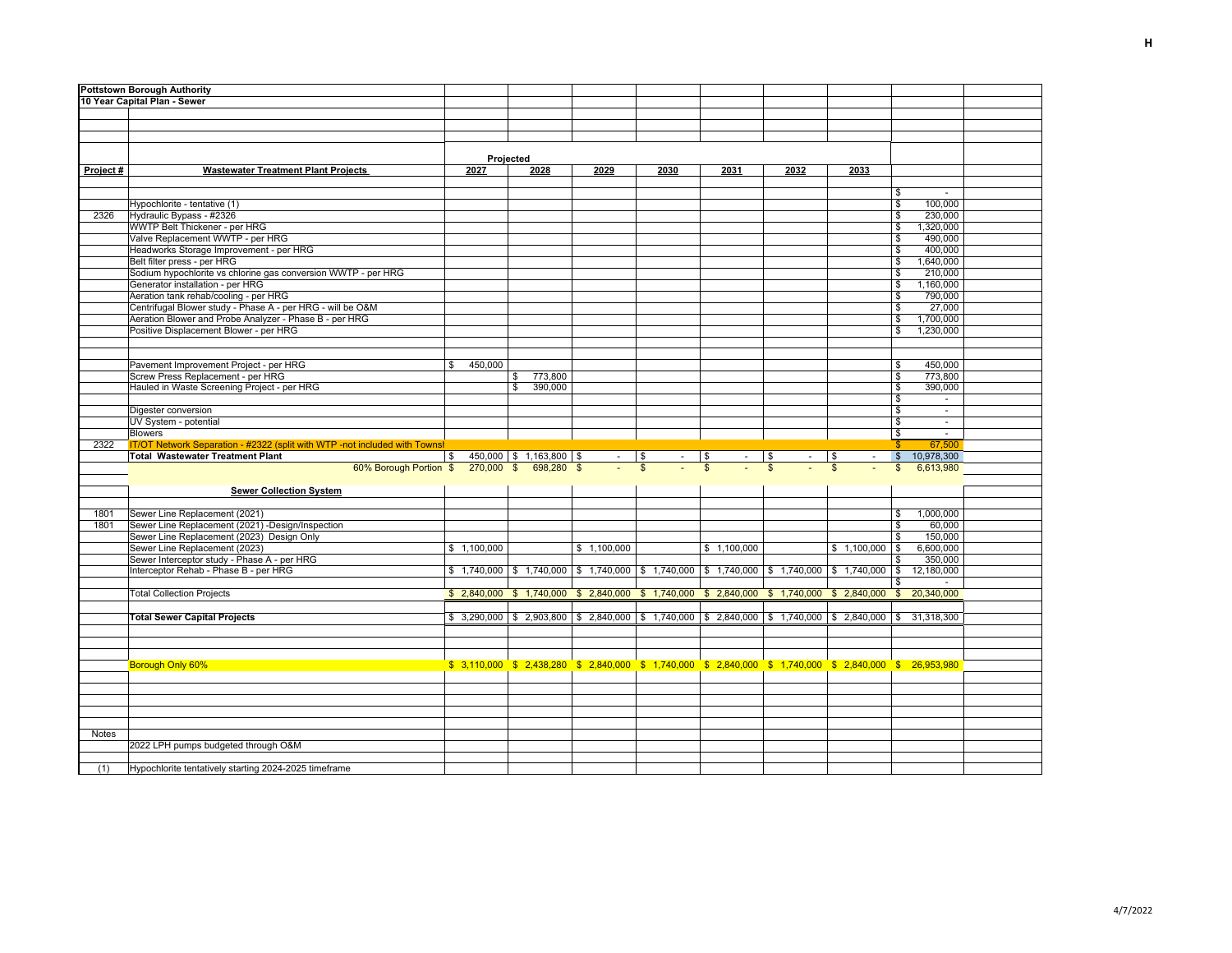**Pottstown Borough Authority**

**10 Year Capital Plan - Sewer**

| Project # | Wastewater Treatment Plant Projects | 2027 | 2028 | 2029 | 2030 | 2031 | 2032 | 2033 | |
|---|---|---|---|---|---|---|---|---|---|
| | | Projected | | | | | | | |
| | | | | | | | | | $ - |
| | Hypochlorite - tentative (1) | | | | | | | | $ 100,000 |
| 2326 | Hydraulic Bypass - #2326 | | | | | | | | $ 230,000 |
| | WWTP Belt Thickener - per HRG | | | | | | | | $ 1,320,000 |
| | Valve Replacement WWTP - per HRG | | | | | | | | $ 490,000 |
| | Headworks Storage Improvement - per HRG | | | | | | | | $ 400,000 |
| | Belt filter press - per HRG | | | | | | | | $ 1,640,000 |
| | Sodium hypochlorite vs chlorine gas conversion WWTP - per HRG | | | | | | | | $ 210,000 |
| | Generator installation - per HRG | | | | | | | | $ 1,160,000 |
| | Aeration tank rehab/cooling - per HRG | | | | | | | | $ 790,000 |
| | Centrifugal Blower study - Phase A - per HRG - will be O&M | | | | | | | | $ 27,000 |
| | Aeration Blower and Probe Analyzer - Phase B - per HRG | | | | | | | | $ 1,700,000 |
| | Positive Displacement Blower - per HRG | | | | | | | | $ 1,230,000 |
| | Pavement Improvement Project - per HRG | $ 450,000 | | | | | | | $ 450,000 |
| | Screw Press Replacement - per HRG | | $ 773,800 | | | | | | $ 773,800 |
| | Hauled in Waste Screening Project - per HRG | | $ 390,000 | | | | | | $ 390,000 |
| | | | | | | | | | $ - |
| | Digester conversion | | | | | | | | $ - |
| | UV System - potential | | | | | | | | $ - |
| | Blowers | | | | | | | | $ - |
| 2322 | IT/OT Network Separation - #2322 (split with WTP -not included with Townsl | | | | | | | | $ 67,500 |
| | **Total Wastewater Treatment Plant** | $ 450,000 | $ 1,163,800 | $ - | $ - | $ - | $ - | $ - | $ 10,978,300 |
| | 60% Borough Portion | $ 270,000 | $ 698,280 | $ - | $ - | $ - | $ - | $ - | $ 6,613,980 |
| | **Sewer Collection System** | | | | | | | | |
| 1801 | Sewer Line Replacement (2021) | | | | | | | | $ 1,000,000 |
| 1801 | Sewer Line Replacement (2021) -Design/Inspection | | | | | | | | $ 60,000 |
| | Sewer Line Replacement (2023) Design Only | | | | | | | | $ 150,000 |
| | Sewer Line Replacement (2023) | $ 1,100,000 | | $ 1,100,000 | | $ 1,100,000 | | $ 1,100,000 | $ 6,600,000 |
| | Sewer Interceptor study - Phase A - per HRG | | | | | | | | $ 350,000 |
| | Interceptor Rehab - Phase B - per HRG | $ 1,740,000 | $ 1,740,000 | $ 1,740,000 | $ 1,740,000 | $ 1,740,000 | $ 1,740,000 | $ 1,740,000 | $ 12,180,000 |
| | | | | | | | | | $ - |
| | Total Collection Projects | $ 2,840,000 | $ 1,740,000 | $ 2,840,000 | $ 1,740,000 | $ 2,840,000 | $ 1,740,000 | $ 2,840,000 | $ 20,340,000 |
| | **Total Sewer Capital Projects** | $ 3,290,000 | $ 2,903,800 | $ 2,840,000 | $ 1,740,000 | $ 2,840,000 | $ 1,740,000 | $ 2,840,000 | $ 31,318,300 |
| | Borough Only 60% | $ 3,110,000 | $ 2,438,280 | $ 2,840,000 | $ 1,740,000 | $ 2,840,000 | $ 1,740,000 | $ 2,840,000 | $ 26,953,980 |

Notes

2022 LPH pumps budgeted through O&M

(1) Hypochlorite tentatively starting 2024-2025 timeframe

4/7/2022